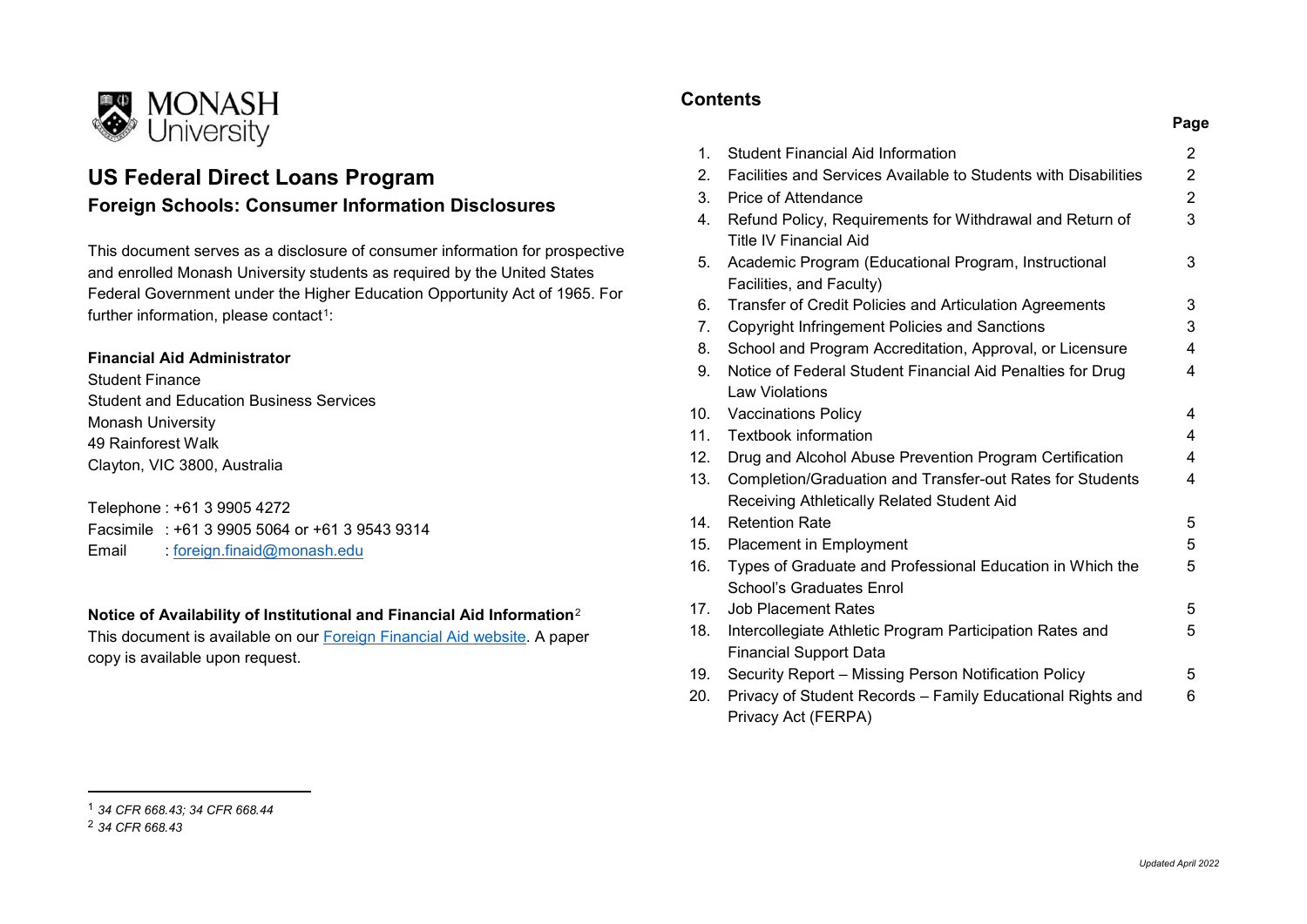# US Federal Direct Loans Program

## Foreign Schools: Consumer Information Disclosures

This document serves as a disclosure of consumer information for prospective and enrolled Monash University students as required by the United States Federal Government under the Higher Education Opportunity Act of 1965. For further information, please contact[1]:

**Financial Aid Administrator**
Student Finance
Student and Education Business Services
Monash University
49 Rainforest Walk
Clayton, VIC 3800, Australia

Telephone : +61 3 9905 4272
Facsimile : +61 3 9905 5064 or +61 3 9543 9314
Email : foreign.finaid@monash.edu

**Notice of Availability of Institutional and Financial Aid Information**[2]
This document is available on our Foreign Financial Aid website. A paper copy is available upon request.

## Contents

| | | Page |
|---|---|---|
| 1. | Student Financial Aid Information | 2 |
| 2. | Facilities and Services Available to Students with Disabilities | 2 |
| 3. | Price of Attendance | 2 |
| 4. | Refund Policy, Requirements for Withdrawal and Return of Title IV Financial Aid | 3 |
| 5. | Academic Program (Educational Program, Instructional Facilities, and Faculty) | 3 |
| 6. | Transfer of Credit Policies and Articulation Agreements | 3 |
| 7. | Copyright Infringement Policies and Sanctions | 3 |
| 8. | School and Program Accreditation, Approval, or Licensure | 4 |
| 9. | Notice of Federal Student Financial Aid Penalties for Drug Law Violations | 4 |
| 10. | Vaccinations Policy | 4 |
| 11. | Textbook information | 4 |
| 12. | Drug and Alcohol Abuse Prevention Program Certification | 4 |
| 13. | Completion/Graduation and Transfer-out Rates for Students Receiving Athletically Related Student Aid | 4 |
| 14. | Retention Rate | 5 |
| 15. | Placement in Employment | 5 |
| 16. | Types of Graduate and Professional Education in Which the School's Graduates Enrol | 5 |
| 17. | Job Placement Rates | 5 |
| 18. | Intercollegiate Athletic Program Participation Rates and Financial Support Data | 5 |
| 19. | Security Report – Missing Person Notification Policy | 5 |
| 20. | Privacy of Student Records – Family Educational Rights and Privacy Act (FERPA) | 6 |

[1] *34 CFR 668.43; 34 CFR 668.44*
[2] *34 CFR 668.43*

*Updated April 2022*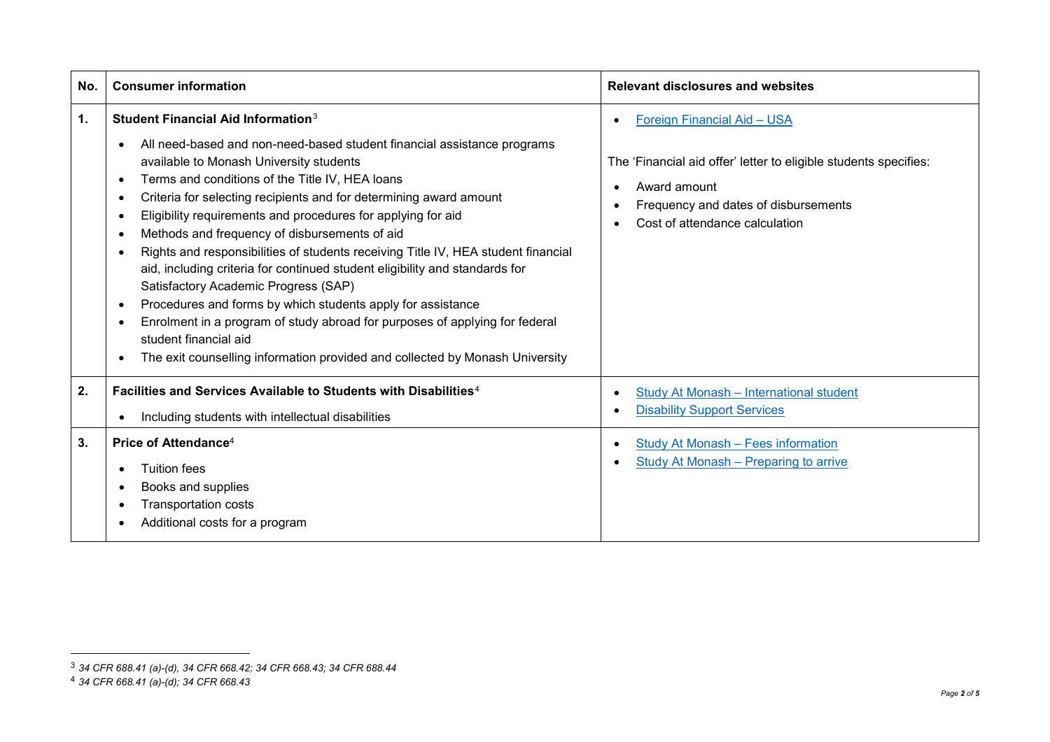| No. | Consumer information | Relevant disclosures and websites |
| --- | --- | --- |
| **1.** | **Student Financial Aid Information**[3]<br>• All need-based and non-need-based student financial assistance programs available to Monash University students<br>• Terms and conditions of the Title IV, HEA loans<br>• Criteria for selecting recipients and for determining award amount<br>• Eligibility requirements and procedures for applying for aid<br>• Methods and frequency of disbursements of aid<br>• Rights and responsibilities of students receiving Title IV, HEA student financial aid, including criteria for continued student eligibility and standards for Satisfactory Academic Progress (SAP)<br>• Procedures and forms by which students apply for assistance<br>• Enrolment in a program of study abroad for purposes of applying for federal student financial aid<br>• The exit counselling information provided and collected by Monash University | • Foreign Financial Aid – USA<br><br>The 'Financial aid offer' letter to eligible students specifies:<br>• Award amount<br>• Frequency and dates of disbursements<br>• Cost of attendance calculation |
| **2.** | **Facilities and Services Available to Students with Disabilities**[4]<br>• Including students with intellectual disabilities | • Study At Monash – International student<br>• Disability Support Services |
| **3.** | **Price of Attendance**[4]<br>• Tuition fees<br>• Books and supplies<br>• Transportation costs<br>• Additional costs for a program | • Study At Monash – Fees information<br>• Study At Monash – Preparing to arrive |

[3] *34 CFR 688.41 (a)-(d), 34 CFR 668.42; 34 CFR 668.43; 34 CFR 688.44*

[4] *34 CFR 668.41 (a)-(d); 34 CFR 668.43*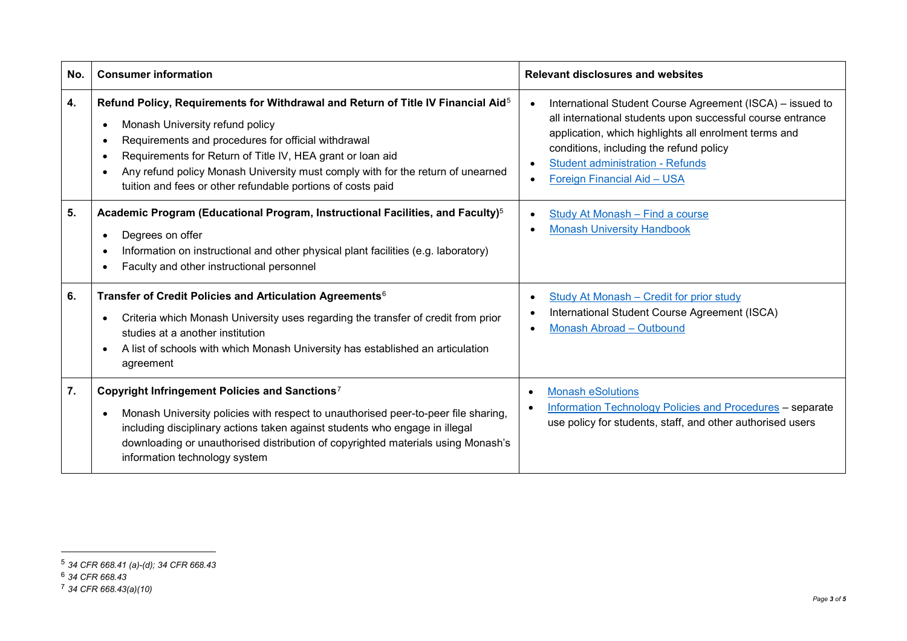| No. | Consumer information | Relevant disclosures and websites |
| --- | --- | --- |
| **4.** | **Refund Policy, Requirements for Withdrawal and Return of Title IV Financial Aid**[5]<br>• Monash University refund policy<br>• Requirements and procedures for official withdrawal<br>• Requirements for Return of Title IV, HEA grant or loan aid<br>• Any refund policy Monash University must comply with for the return of unearned tuition and fees or other refundable portions of costs paid | • International Student Course Agreement (ISCA) – issued to all international students upon successful course entrance application, which highlights all enrolment terms and conditions, including the refund policy<br>• Student administration - Refunds<br>• Foreign Financial Aid – USA |
| **5.** | **Academic Program (Educational Program, Instructional Facilities, and Faculty)**[5]<br>• Degrees on offer<br>• Information on instructional and other physical plant facilities (e.g. laboratory)<br>• Faculty and other instructional personnel | • Study At Monash – Find a course<br>• Monash University Handbook |
| **6.** | **Transfer of Credit Policies and Articulation Agreements**[6]<br>• Criteria which Monash University uses regarding the transfer of credit from prior studies at a another institution<br>• A list of schools with which Monash University has established an articulation agreement | • Study At Monash – Credit for prior study<br>• International Student Course Agreement (ISCA)<br>• Monash Abroad – Outbound |
| **7.** | **Copyright Infringement Policies and Sanctions**[7]<br>• Monash University policies with respect to unauthorised peer-to-peer file sharing, including disciplinary actions taken against students who engage in illegal downloading or unauthorised distribution of copyrighted materials using Monash's information technology system | • Monash eSolutions<br>• Information Technology Policies and Procedures – separate use policy for students, staff, and other authorised users |

[5] *34 CFR 668.41 (a)-(d); 34 CFR 668.43*

[6] *34 CFR 668.43*

[7] *34 CFR 668.43(a)(10)*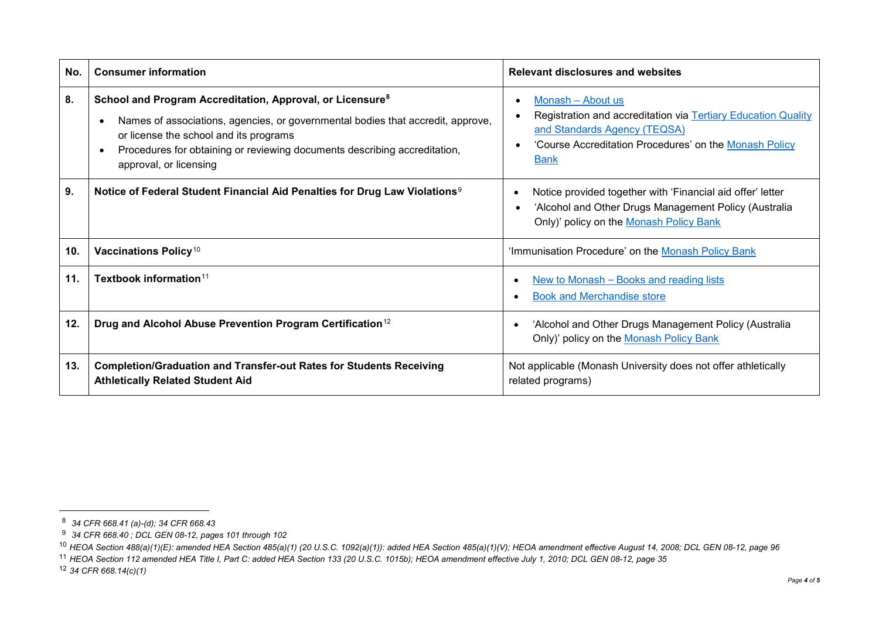| No. | Consumer information | Relevant disclosures and websites |
|---|---|---|
| **8.** | **School and Program Accreditation, Approval, or Licensure**[8]<br>• Names of associations, agencies, or governmental bodies that accredit, approve, or license the school and its programs<br>• Procedures for obtaining or reviewing documents describing accreditation, approval, or licensing | • Monash – About us<br>• Registration and accreditation via Tertiary Education Quality and Standards Agency (TEQSA)<br>• 'Course Accreditation Procedures' on the Monash Policy Bank |
| **9.** | **Notice of Federal Student Financial Aid Penalties for Drug Law Violations**[9] | • Notice provided together with 'Financial aid offer' letter<br>• 'Alcohol and Other Drugs Management Policy (Australia Only)' policy on the Monash Policy Bank |
| **10.** | **Vaccinations Policy**[10] | 'Immunisation Procedure' on the Monash Policy Bank |
| **11.** | **Textbook information**[11] | • New to Monash – Books and reading lists<br>• Book and Merchandise store |
| **12.** | **Drug and Alcohol Abuse Prevention Program Certification**[12] | • 'Alcohol and Other Drugs Management Policy (Australia Only)' policy on the Monash Policy Bank |
| **13.** | **Completion/Graduation and Transfer-out Rates for Students Receiving Athletically Related Student Aid** | Not applicable (Monash University does not offer athletically related programs) |

[8] *34 CFR 668.41 (a)-(d); 34 CFR 668.43*

[9] *34 CFR 668.40 ; DCL GEN 08-12, pages 101 through 102*

[10] *HEOA Section 488(a)(1)(E): amended HEA Section 485(a)(1) (20 U.S.C. 1092(a)(1)): added HEA Section 485(a)(1)(V); HEOA amendment effective August 14, 2008; DCL GEN 08-12, page 96*

[11] *HEOA Section 112 amended HEA Title I, Part C: added HEA Section 133 (20 U.S.C. 1015b); HEOA amendment effective July 1, 2010; DCL GEN 08-12, page 35*

[12] *34 CFR 668.14(c)(1)*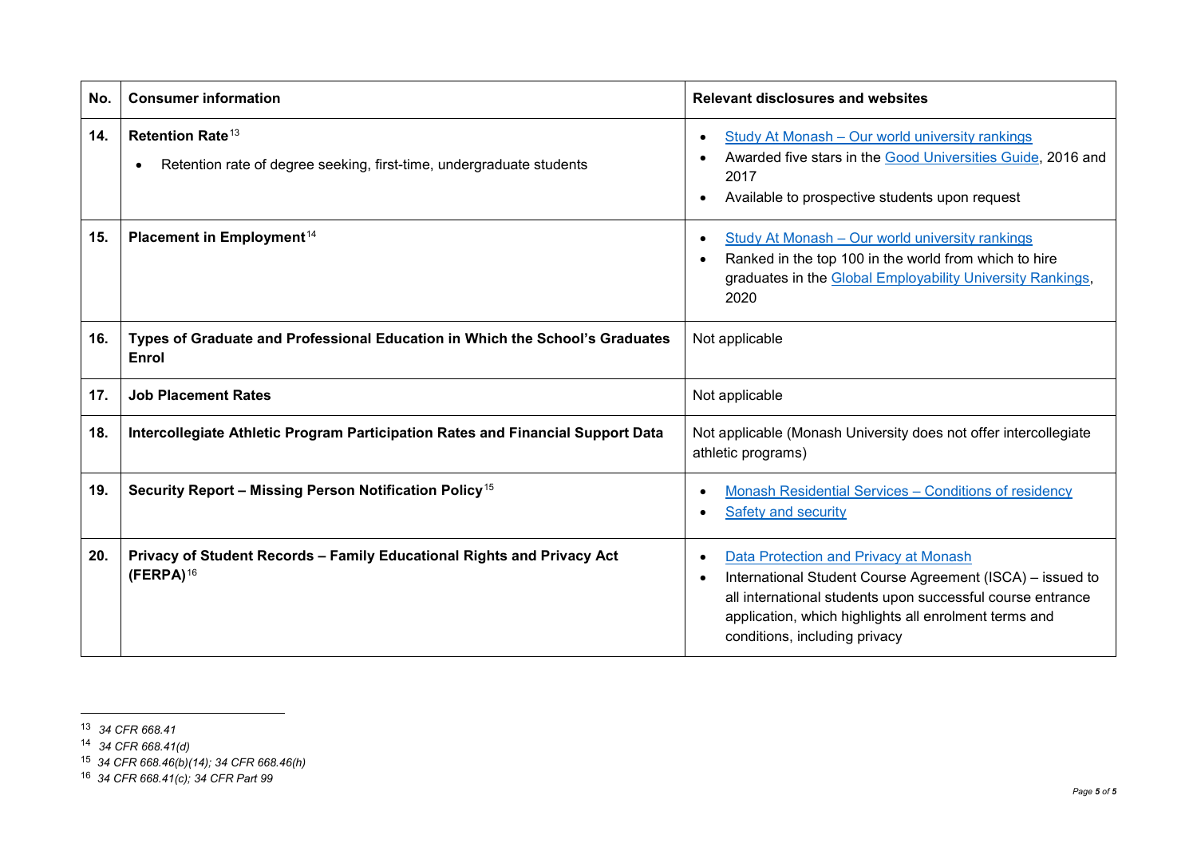| No. | Consumer information | Relevant disclosures and websites |
|---|---|---|
| **14.** | **Retention Rate**[13]<br>• Retention rate of degree seeking, first-time, undergraduate students | • Study At Monash – Our world university rankings<br>• Awarded five stars in the Good Universities Guide, 2016 and 2017<br>• Available to prospective students upon request |
| **15.** | **Placement in Employment**[14] | • Study At Monash – Our world university rankings<br>• Ranked in the top 100 in the world from which to hire graduates in the Global Employability University Rankings, 2020 |
| **16.** | **Types of Graduate and Professional Education in Which the School's Graduates Enrol** | Not applicable |
| **17.** | **Job Placement Rates** | Not applicable |
| **18.** | **Intercollegiate Athletic Program Participation Rates and Financial Support Data** | Not applicable (Monash University does not offer intercollegiate athletic programs) |
| **19.** | **Security Report – Missing Person Notification Policy**[15] | • Monash Residential Services – Conditions of residency<br>• Safety and security |
| **20.** | **Privacy of Student Records – Family Educational Rights and Privacy Act (FERPA)**[16] | • Data Protection and Privacy at Monash<br>• International Student Course Agreement (ISCA) – issued to all international students upon successful course entrance application, which highlights all enrolment terms and conditions, including privacy |

[13] *34 CFR 668.41*

[14] *34 CFR 668.41(d)*

[15] *34 CFR 668.46(b)(14); 34 CFR 668.46(h)*

[16] *34 CFR 668.41(c); 34 CFR Part 99*